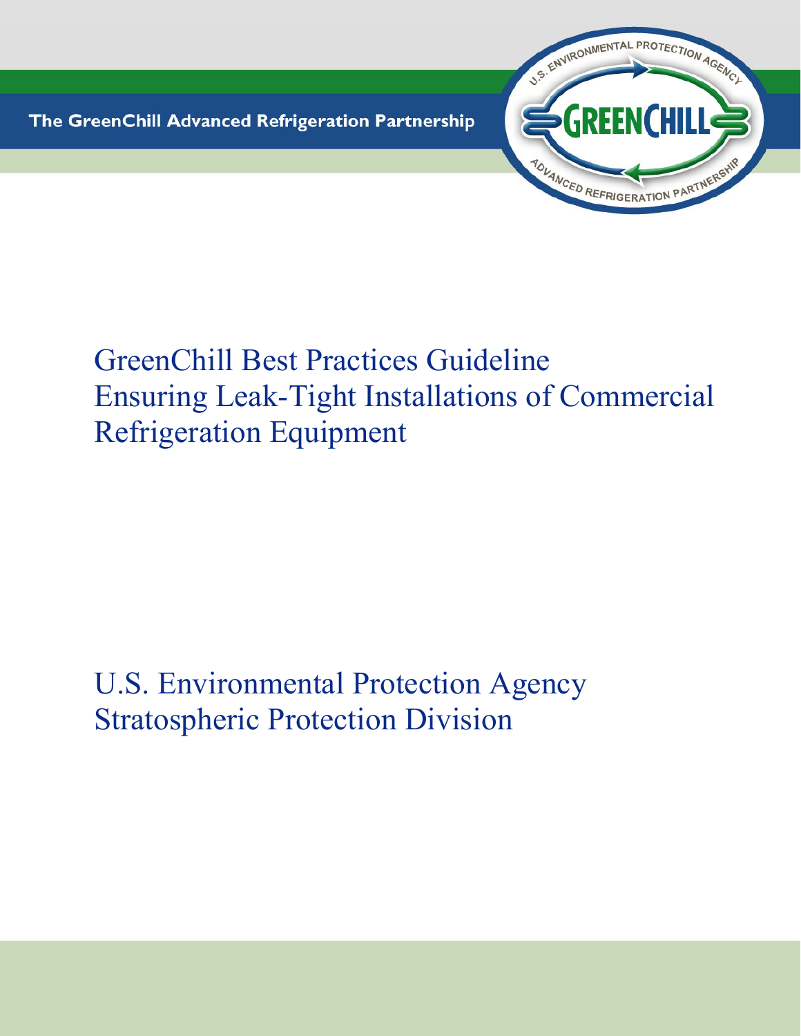The GreenChill Advanced Refrigeration Partnership

# GreenChill Best Practices Guideline
# Ensuring Leak-Tight Installations of Commercial Refrigeration Equipment

U.S. Environmental Protection Agency
Stratospheric Protection Division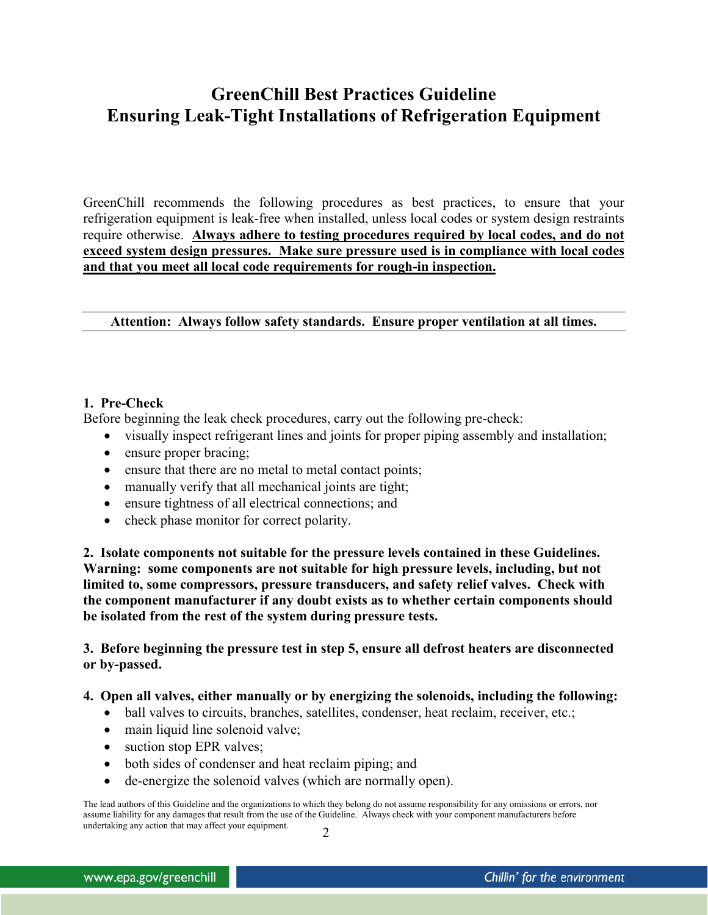# GreenChill Best Practices Guideline
# Ensuring Leak-Tight Installations of Refrigeration Equipment

GreenChill recommends the following procedures as best practices, to ensure that your refrigeration equipment is leak-free when installed, unless local codes or system design restraints require otherwise. **Always adhere to testing procedures required by local codes, and do not exceed system design pressures. Make sure pressure used is in compliance with local codes and that you meet all local code requirements for rough-in inspection.**

---

**Attention: Always follow safety standards. Ensure proper ventilation at all times.**

---

**1. Pre-Check**

Before beginning the leak check procedures, carry out the following pre-check:

- visually inspect refrigerant lines and joints for proper piping assembly and installation;
- ensure proper bracing;
- ensure that there are no metal to metal contact points;
- manually verify that all mechanical joints are tight;
- ensure tightness of all electrical connections; and
- check phase monitor for correct polarity.

**2. Isolate components not suitable for the pressure levels contained in these Guidelines. Warning: some components are not suitable for high pressure levels, including, but not limited to, some compressors, pressure transducers, and safety relief valves. Check with the component manufacturer if any doubt exists as to whether certain components should be isolated from the rest of the system during pressure tests.**

**3. Before beginning the pressure test in step 5, ensure all defrost heaters are disconnected or by-passed.**

**4. Open all valves, either manually or by energizing the solenoids, including the following:**

- ball valves to circuits, branches, satellites, condenser, heat reclaim, receiver, etc.;
- main liquid line solenoid valve;
- suction stop EPR valves;
- both sides of condenser and heat reclaim piping; and
- de-energize the solenoid valves (which are normally open).

The lead authors of this Guideline and the organizations to which they belong do not assume responsibility for any omissions or errors, nor assume liability for any damages that result from the use of the Guideline. Always check with your component manufacturers before undertaking any action that may affect your equipment.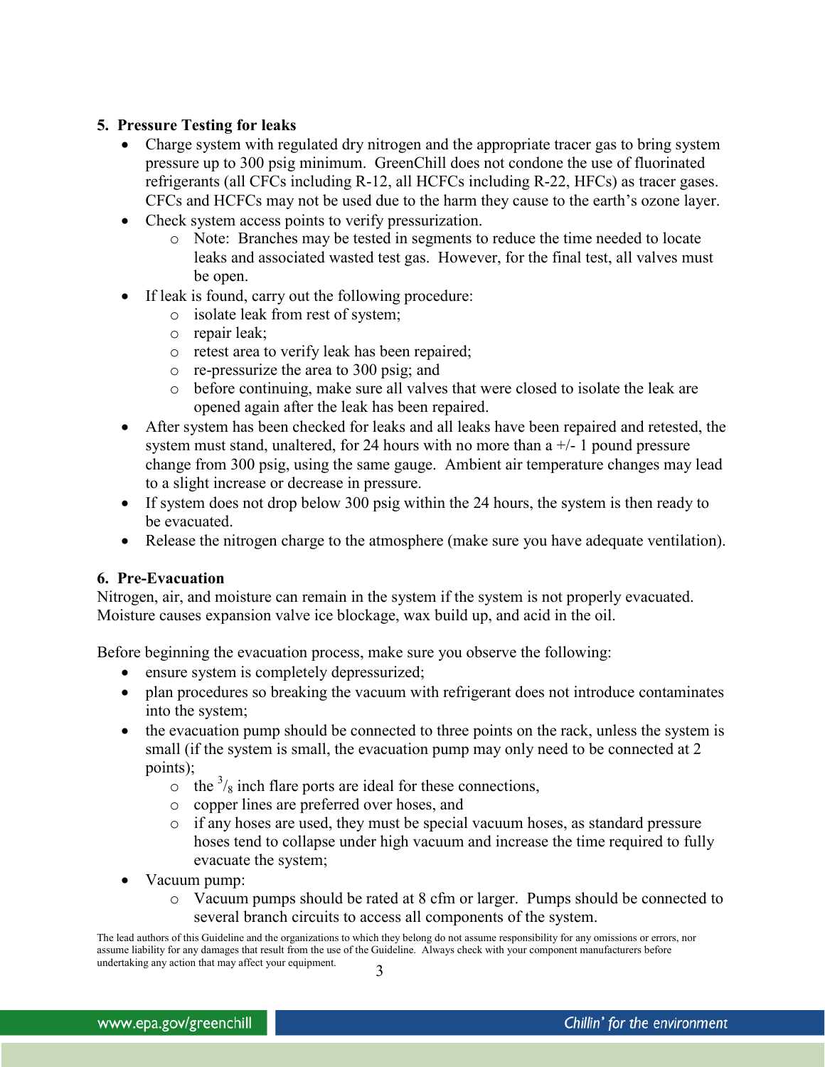## 5. Pressure Testing for leaks

- Charge system with regulated dry nitrogen and the appropriate tracer gas to bring system pressure up to 300 psig minimum. GreenChill does not condone the use of fluorinated refrigerants (all CFCs including R-12, all HCFCs including R-22, HFCs) as tracer gases. CFCs and HCFCs may not be used due to the harm they cause to the earth's ozone layer.
- Check system access points to verify pressurization.
  - Note: Branches may be tested in segments to reduce the time needed to locate leaks and associated wasted test gas. However, for the final test, all valves must be open.
- If leak is found, carry out the following procedure:
  - isolate leak from rest of system;
  - repair leak;
  - retest area to verify leak has been repaired;
  - re-pressurize the area to 300 psig; and
  - before continuing, make sure all valves that were closed to isolate the leak are opened again after the leak has been repaired.
- After system has been checked for leaks and all leaks have been repaired and retested, the system must stand, unaltered, for 24 hours with no more than a +/- 1 pound pressure change from 300 psig, using the same gauge. Ambient air temperature changes may lead to a slight increase or decrease in pressure.
- If system does not drop below 300 psig within the 24 hours, the system is then ready to be evacuated.
- Release the nitrogen charge to the atmosphere (make sure you have adequate ventilation).

## 6. Pre-Evacuation

Nitrogen, air, and moisture can remain in the system if the system is not properly evacuated. Moisture causes expansion valve ice blockage, wax build up, and acid in the oil.

Before beginning the evacuation process, make sure you observe the following:

- ensure system is completely depressurized;
- plan procedures so breaking the vacuum with refrigerant does not introduce contaminates into the system;
- the evacuation pump should be connected to three points on the rack, unless the system is small (if the system is small, the evacuation pump may only need to be connected at 2 points);
  - the $^3/_8$ inch flare ports are ideal for these connections,
  - copper lines are preferred over hoses, and
  - if any hoses are used, they must be special vacuum hoses, as standard pressure hoses tend to collapse under high vacuum and increase the time required to fully evacuate the system;
- Vacuum pump:
  - Vacuum pumps should be rated at 8 cfm or larger. Pumps should be connected to several branch circuits to access all components of the system.

The lead authors of this Guideline and the organizations to which they belong do not assume responsibility for any omissions or errors, nor assume liability for any damages that result from the use of the Guideline. Always check with your component manufacturers before undertaking any action that may affect your equipment.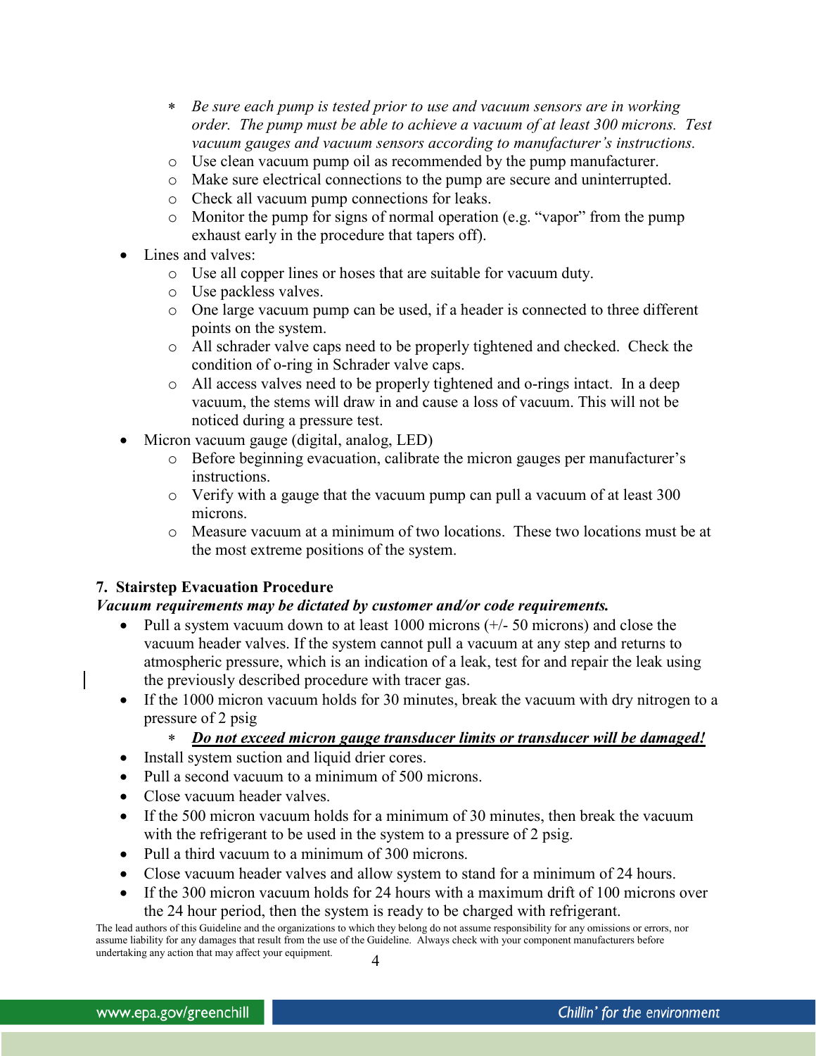- ∗ *Be sure each pump is tested prior to use and vacuum sensors are in working order. The pump must be able to achieve a vacuum of at least 300 microns. Test vacuum gauges and vacuum sensors according to manufacturer's instructions.*
  - Use clean vacuum pump oil as recommended by the pump manufacturer.
  - Make sure electrical connections to the pump are secure and uninterrupted.
  - Check all vacuum pump connections for leaks.
  - Monitor the pump for signs of normal operation (e.g. "vapor" from the pump exhaust early in the procedure that tapers off).
- Lines and valves:
  - Use all copper lines or hoses that are suitable for vacuum duty.
  - Use packless valves.
  - One large vacuum pump can be used, if a header is connected to three different points on the system.
  - All schrader valve caps need to be properly tightened and checked. Check the condition of o-ring in Schrader valve caps.
  - All access valves need to be properly tightened and o-rings intact. In a deep vacuum, the stems will draw in and cause a loss of vacuum. This will not be noticed during a pressure test.
- Micron vacuum gauge (digital, analog, LED)
  - Before beginning evacuation, calibrate the micron gauges per manufacturer's instructions.
  - Verify with a gauge that the vacuum pump can pull a vacuum of at least 300 microns.
  - Measure vacuum at a minimum of two locations. These two locations must be at the most extreme positions of the system.

## 7. Stairstep Evacuation Procedure

***Vacuum requirements may be dictated by customer and/or code requirements.***

- Pull a system vacuum down to at least 1000 microns (+/- 50 microns) and close the vacuum header valves. If the system cannot pull a vacuum at any step and returns to atmospheric pressure, which is an indication of a leak, test for and repair the leak using the previously described procedure with tracer gas.
- If the 1000 micron vacuum holds for 30 minutes, break the vacuum with dry nitrogen to a pressure of 2 psig
  - ∗ ***<u>Do not exceed micron gauge transducer limits or transducer will be damaged!</u>***
- Install system suction and liquid drier cores.
- Pull a second vacuum to a minimum of 500 microns.
- Close vacuum header valves.
- If the 500 micron vacuum holds for a minimum of 30 minutes, then break the vacuum with the refrigerant to be used in the system to a pressure of 2 psig.
- Pull a third vacuum to a minimum of 300 microns.
- Close vacuum header valves and allow system to stand for a minimum of 24 hours.
- If the 300 micron vacuum holds for 24 hours with a maximum drift of 100 microns over the 24 hour period, then the system is ready to be charged with refrigerant.

The lead authors of this Guideline and the organizations to which they belong do not assume responsibility for any omissions or errors, nor assume liability for any damages that result from the use of the Guideline. Always check with your component manufacturers before undertaking any action that may affect your equipment.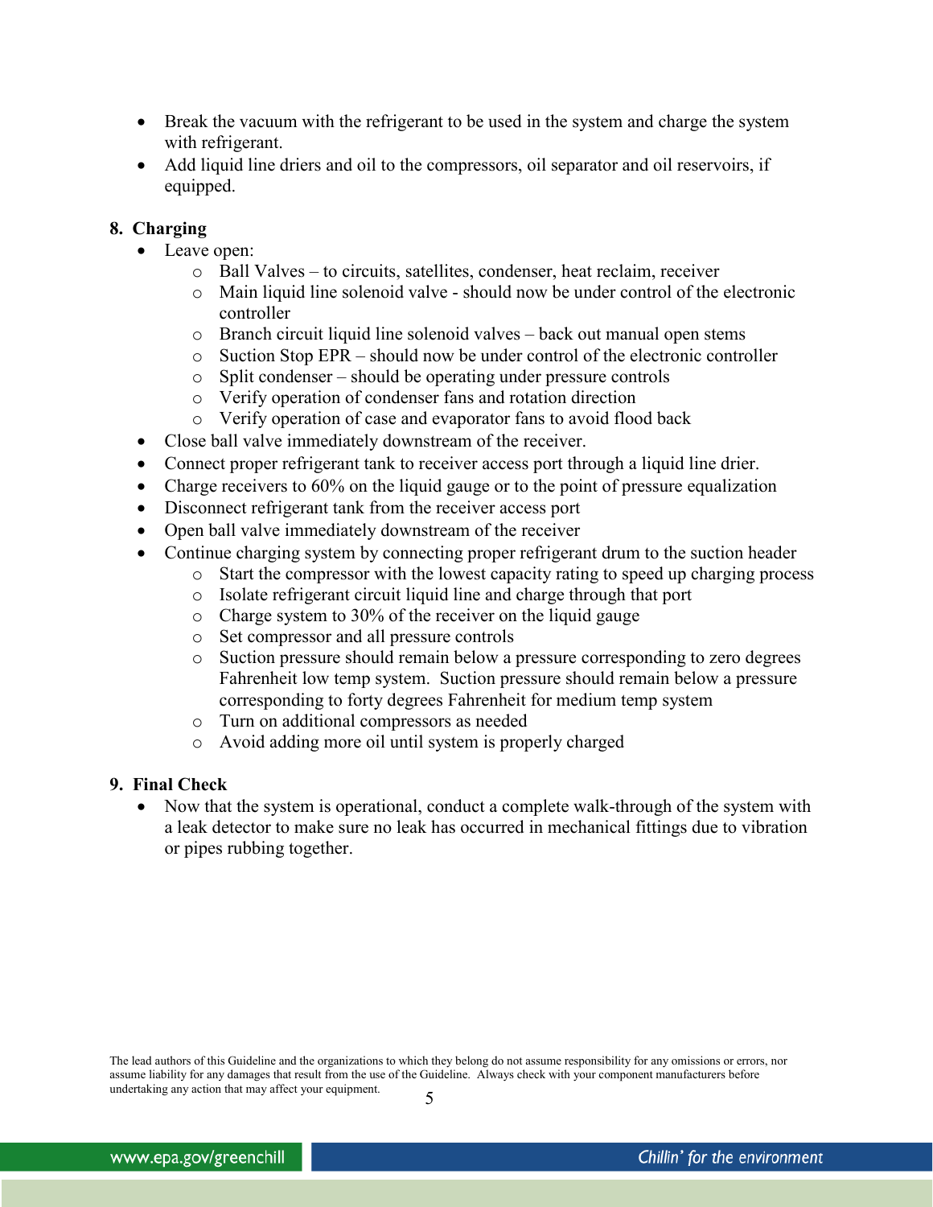- Break the vacuum with the refrigerant to be used in the system and charge the system with refrigerant.
- Add liquid line driers and oil to the compressors, oil separator and oil reservoirs, if equipped.

**8. Charging**

- Leave open:
  - Ball Valves – to circuits, satellites, condenser, heat reclaim, receiver
  - Main liquid line solenoid valve - should now be under control of the electronic controller
  - Branch circuit liquid line solenoid valves – back out manual open stems
  - Suction Stop EPR – should now be under control of the electronic controller
  - Split condenser – should be operating under pressure controls
  - Verify operation of condenser fans and rotation direction
  - Verify operation of case and evaporator fans to avoid flood back
- Close ball valve immediately downstream of the receiver.
- Connect proper refrigerant tank to receiver access port through a liquid line drier.
- Charge receivers to 60% on the liquid gauge or to the point of pressure equalization
- Disconnect refrigerant tank from the receiver access port
- Open ball valve immediately downstream of the receiver
- Continue charging system by connecting proper refrigerant drum to the suction header
  - Start the compressor with the lowest capacity rating to speed up charging process
  - Isolate refrigerant circuit liquid line and charge through that port
  - Charge system to 30% of the receiver on the liquid gauge
  - Set compressor and all pressure controls
  - Suction pressure should remain below a pressure corresponding to zero degrees Fahrenheit low temp system. Suction pressure should remain below a pressure corresponding to forty degrees Fahrenheit for medium temp system
  - Turn on additional compressors as needed
  - Avoid adding more oil until system is properly charged

**9. Final Check**

- Now that the system is operational, conduct a complete walk-through of the system with a leak detector to make sure no leak has occurred in mechanical fittings due to vibration or pipes rubbing together.

The lead authors of this Guideline and the organizations to which they belong do not assume responsibility for any omissions or errors, nor assume liability for any damages that result from the use of the Guideline. Always check with your component manufacturers before undertaking any action that may affect your equipment.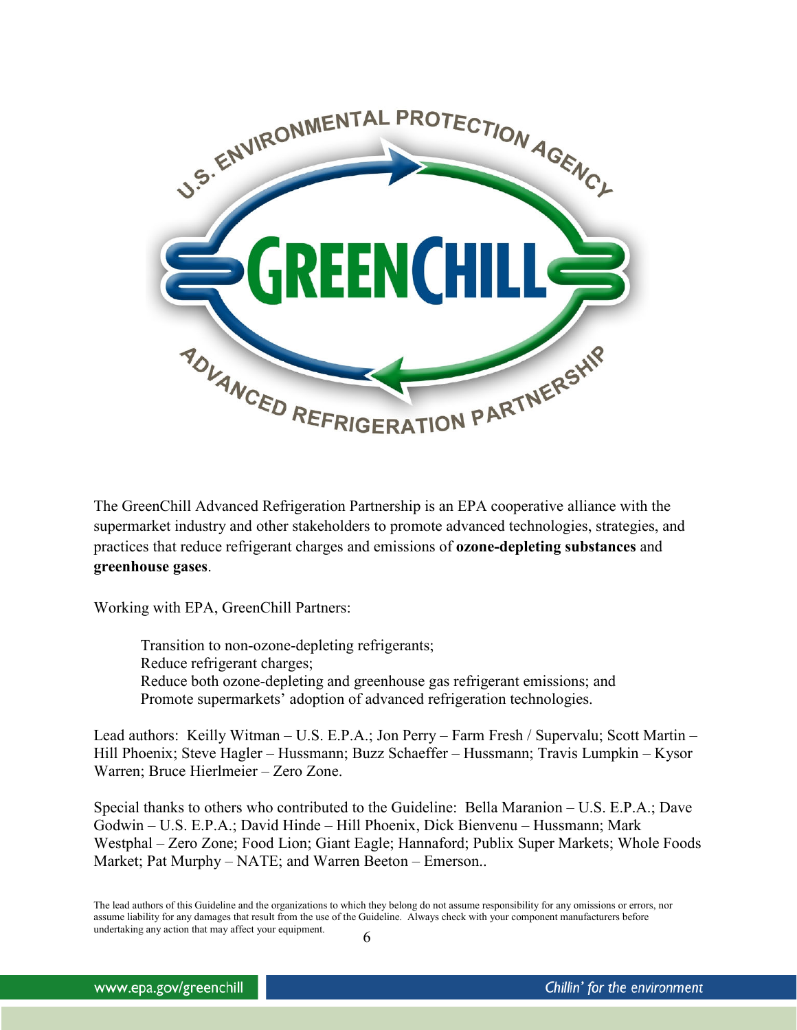The GreenChill Advanced Refrigeration Partnership is an EPA cooperative alliance with the supermarket industry and other stakeholders to promote advanced technologies, strategies, and practices that reduce refrigerant charges and emissions of **ozone-depleting substances** and **greenhouse gases**.

Working with EPA, GreenChill Partners:

- Transition to non-ozone-depleting refrigerants;
- Reduce refrigerant charges;
- Reduce both ozone-depleting and greenhouse gas refrigerant emissions; and
- Promote supermarkets' adoption of advanced refrigeration technologies.

Lead authors: Keilly Witman – U.S. E.P.A.; Jon Perry – Farm Fresh / Supervalu; Scott Martin – Hill Phoenix; Steve Hagler – Hussmann; Buzz Schaeffer – Hussmann; Travis Lumpkin – Kysor Warren; Bruce Hierlmeier – Zero Zone.

Special thanks to others who contributed to the Guideline: Bella Maranion – U.S. E.P.A.; Dave Godwin – U.S. E.P.A.; David Hinde – Hill Phoenix, Dick Bienvenu – Hussmann; Mark Westphal – Zero Zone; Food Lion; Giant Eagle; Hannaford; Publix Super Markets; Whole Foods Market; Pat Murphy – NATE; and Warren Beeton – Emerson..

The lead authors of this Guideline and the organizations to which they belong do not assume responsibility for any omissions or errors, nor assume liability for any damages that result from the use of the Guideline. Always check with your component manufacturers before undertaking any action that may affect your equipment.